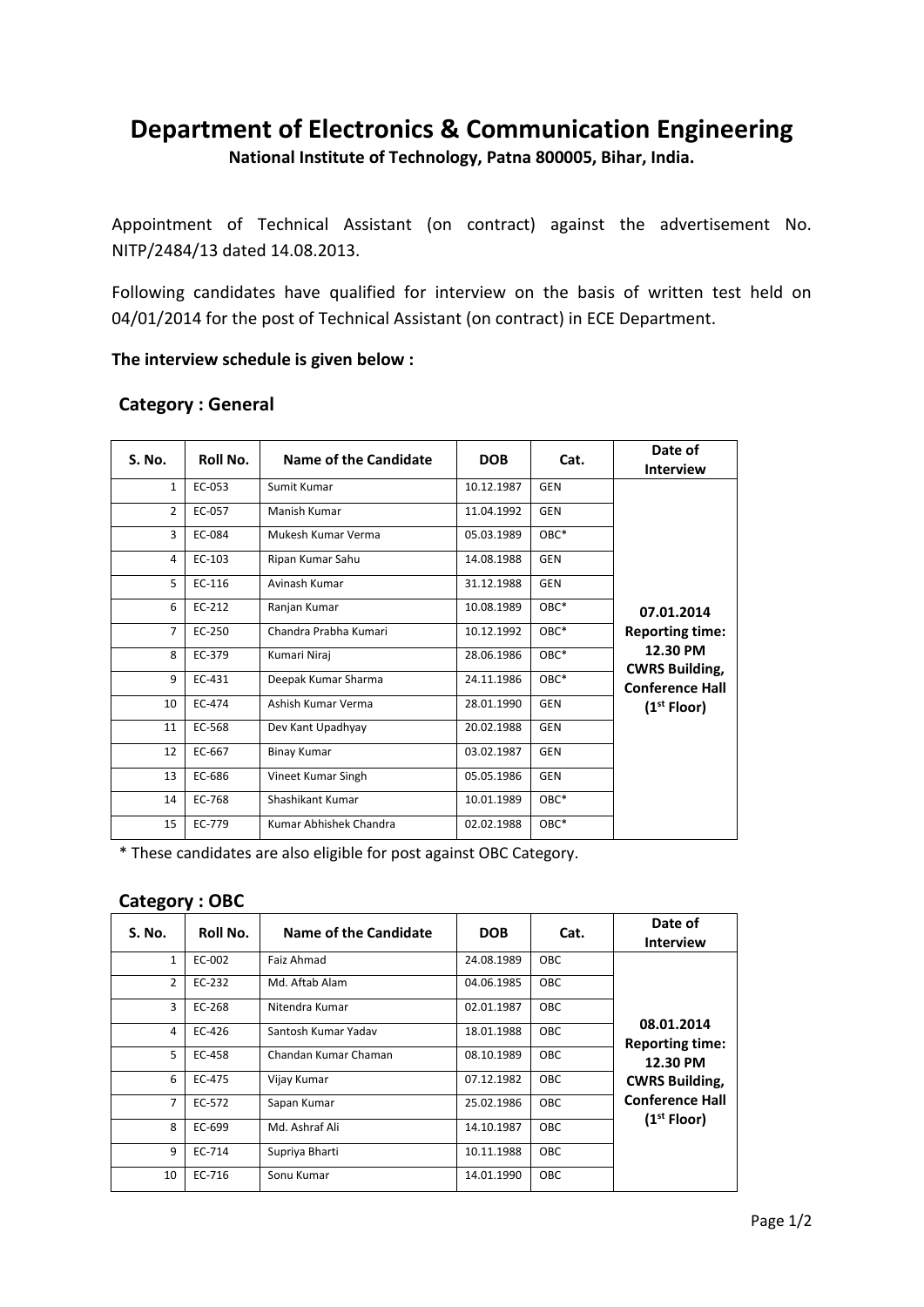# Department of Electronics & Communication Engineering

**National Institute of Technology, Patna 800005, Bihar, India.**

Appointment of Technical Assistant (on contract) against the advertisement No. NITP/2484/13 dated 14.08.2013.

Following candidates have qualified for interview on the basis of written test held on 04/01/2014 for the post of Technical Assistant (on contract) in ECE Department.

**The interview schedule is given below :**

## Category : General

| S. No. | Roll No. | Name of the Candidate | DOB | Cat. | Date of Interview |
|---|---|---|---|---|---|
| 1 | EC-053 | Sumit Kumar | 10.12.1987 | GEN | **07.01.2014 Reporting time: 12.30 PM CWRS Building, Conference Hall (1st Floor)** |
| 2 | EC-057 | Manish Kumar | 11.04.1992 | GEN | |
| 3 | EC-084 | Mukesh Kumar Verma | 05.03.1989 | OBC* | |
| 4 | EC-103 | Ripan Kumar Sahu | 14.08.1988 | GEN | |
| 5 | EC-116 | Avinash Kumar | 31.12.1988 | GEN | |
| 6 | EC-212 | Ranjan Kumar | 10.08.1989 | OBC* | |
| 7 | EC-250 | Chandra Prabha Kumari | 10.12.1992 | OBC* | |
| 8 | EC-379 | Kumari Niraj | 28.06.1986 | OBC* | |
| 9 | EC-431 | Deepak Kumar Sharma | 24.11.1986 | OBC* | |
| 10 | EC-474 | Ashish Kumar Verma | 28.01.1990 | GEN | |
| 11 | EC-568 | Dev Kant Upadhyay | 20.02.1988 | GEN | |
| 12 | EC-667 | Binay Kumar | 03.02.1987 | GEN | |
| 13 | EC-686 | Vineet Kumar Singh | 05.05.1986 | GEN | |
| 14 | EC-768 | Shashikant Kumar | 10.01.1989 | OBC* | |
| 15 | EC-779 | Kumar Abhishek Chandra | 02.02.1988 | OBC* | |

* These candidates are also eligible for post against OBC Category.

## Category : OBC

| S. No. | Roll No. | Name of the Candidate | DOB | Cat. | Date of Interview |
|---|---|---|---|---|---|
| 1 | EC-002 | Faiz Ahmad | 24.08.1989 | OBC | **08.01.2014 Reporting time: 12.30 PM CWRS Building, Conference Hall (1st Floor)** |
| 2 | EC-232 | Md. Aftab Alam | 04.06.1985 | OBC | |
| 3 | EC-268 | Nitendra Kumar | 02.01.1987 | OBC | |
| 4 | EC-426 | Santosh Kumar Yadav | 18.01.1988 | OBC | |
| 5 | EC-458 | Chandan Kumar Chaman | 08.10.1989 | OBC | |
| 6 | EC-475 | Vijay Kumar | 07.12.1982 | OBC | |
| 7 | EC-572 | Sapan Kumar | 25.02.1986 | OBC | |
| 8 | EC-699 | Md. Ashraf Ali | 14.10.1987 | OBC | |
| 9 | EC-714 | Supriya Bharti | 10.11.1988 | OBC | |
| 10 | EC-716 | Sonu Kumar | 14.01.1990 | OBC | |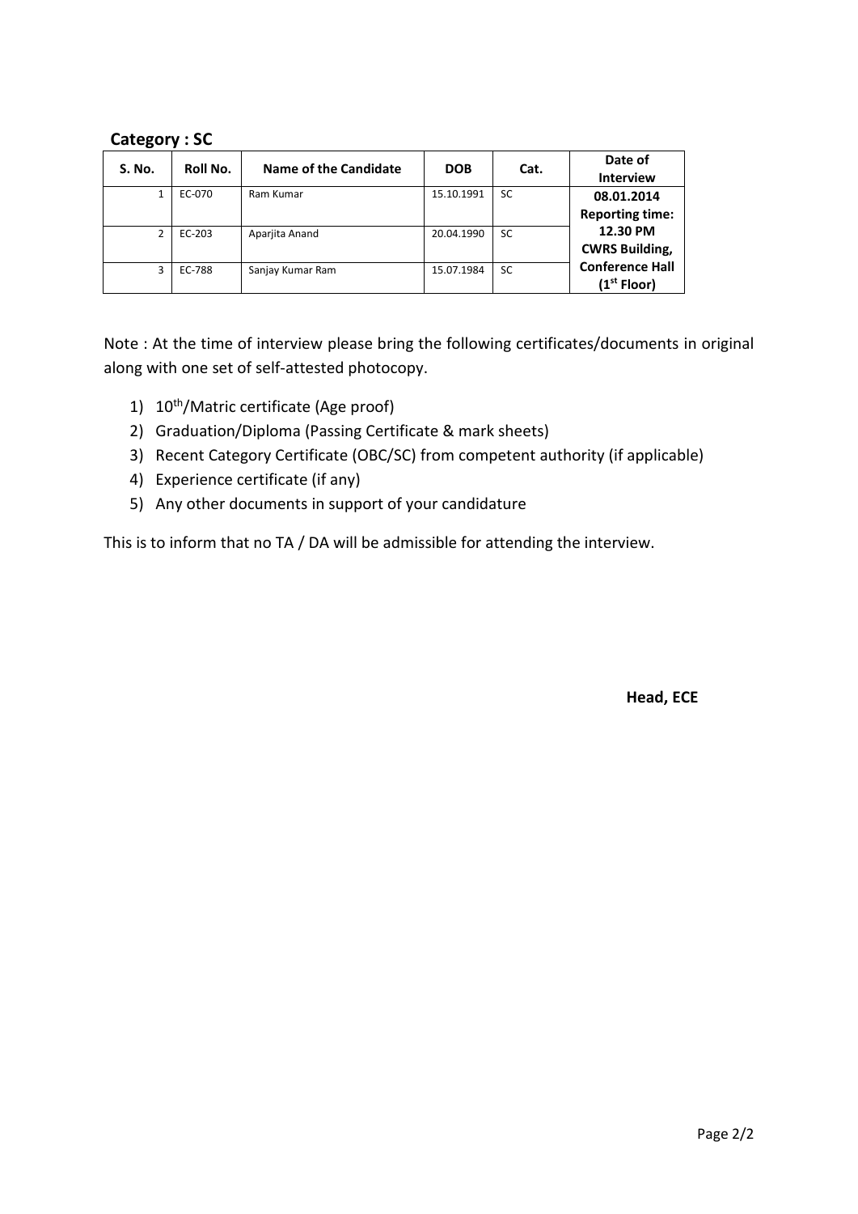**Category : SC**

| S. No. | Roll No. | Name of the Candidate | DOB | Cat. | Date of Interview |
|---|---|---|---|---|---|
| 1 | EC-070 | Ram Kumar | 15.10.1991 | SC | **08.01.2014 Reporting time: 12.30 PM CWRS Building, Conference Hall (1st Floor)** |
| 2 | EC-203 | Aparjita Anand | 20.04.1990 | SC | |
| 3 | EC-788 | Sanjay Kumar Ram | 15.07.1984 | SC | |

Note : At the time of interview please bring the following certificates/documents in original along with one set of self-attested photocopy.

1) 10th/Matric certificate (Age proof)
2) Graduation/Diploma (Passing Certificate & mark sheets)
3) Recent Category Certificate (OBC/SC) from competent authority (if applicable)
4) Experience certificate (if any)
5) Any other documents in support of your candidature

This is to inform that no TA / DA will be admissible for attending the interview.

**Head, ECE**